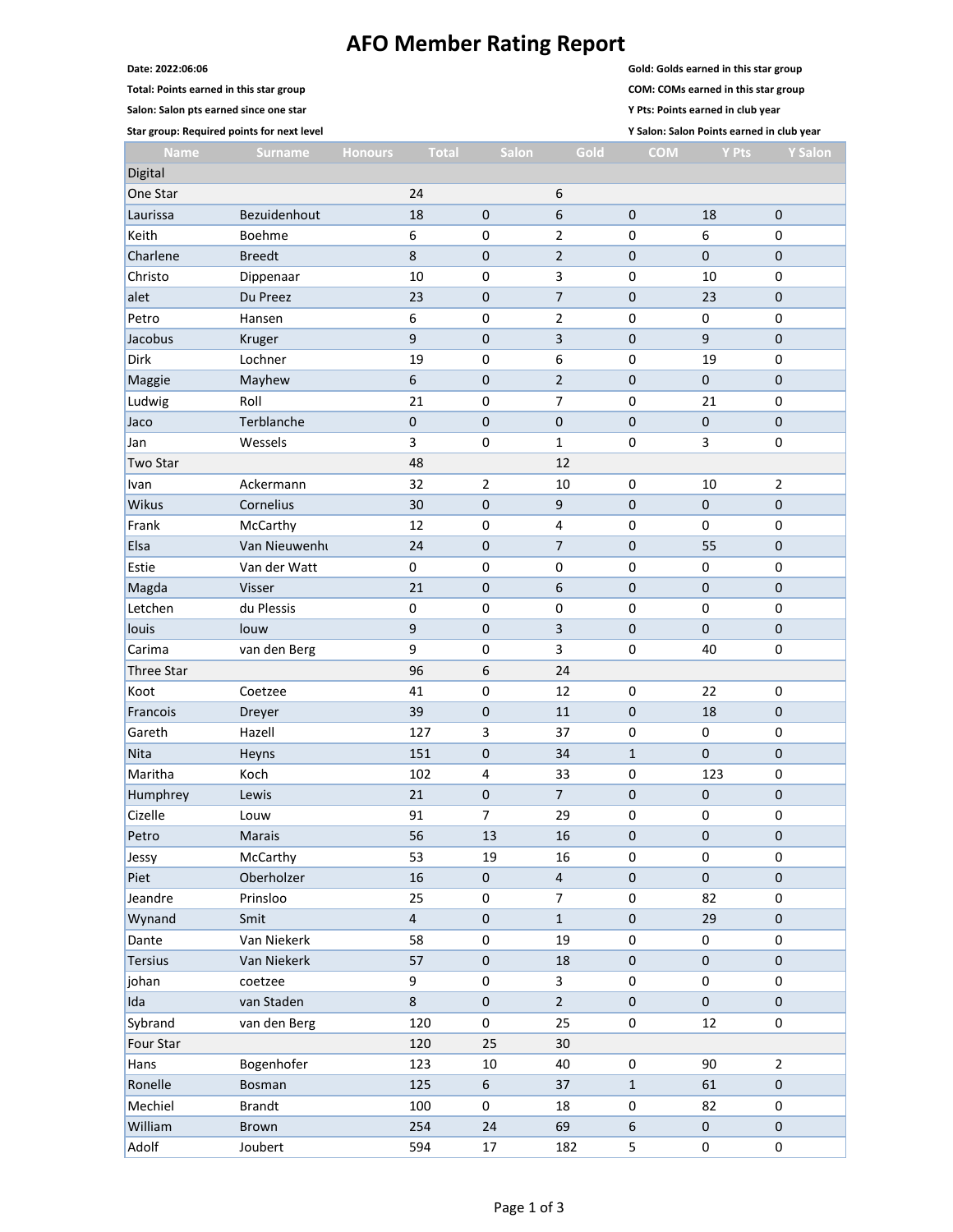# AFO Member Rating Report

**Date: 2022:06:06**

**Total: Points earned in this star group**

**Salon: Salon pts earned since one star**

**Star group: Required points for next level**

**Gold: Golds earned in this star group**

**COM: COMs earned in this star group**

**Y Pts: Points earned in club year**

**Y Salon: Salon Points earned in club year**

| Name | Surname | Honours | Total | Salon | Gold | COM | Y Pts | Y Salon |
|---|---|---|---|---|---|---|---|---|
| Digital | | | | | | | | |
| One Star | | | 24 | | 6 | | | |
| Laurissa | Bezuidenhout | | 18 | 0 | 6 | 0 | 18 | 0 |
| Keith | Boehme | | 6 | 0 | 2 | 0 | 6 | 0 |
| Charlene | Breedt | | 8 | 0 | 2 | 0 | 0 | 0 |
| Christo | Dippenaar | | 10 | 0 | 3 | 0 | 10 | 0 |
| alet | Du Preez | | 23 | 0 | 7 | 0 | 23 | 0 |
| Petro | Hansen | | 6 | 0 | 2 | 0 | 0 | 0 |
| Jacobus | Kruger | | 9 | 0 | 3 | 0 | 9 | 0 |
| Dirk | Lochner | | 19 | 0 | 6 | 0 | 19 | 0 |
| Maggie | Mayhew | | 6 | 0 | 2 | 0 | 0 | 0 |
| Ludwig | Roll | | 21 | 0 | 7 | 0 | 21 | 0 |
| Jaco | Terblanche | | 0 | 0 | 0 | 0 | 0 | 0 |
| Jan | Wessels | | 3 | 0 | 1 | 0 | 3 | 0 |
| Two Star | | | 48 | | 12 | | | |
| Ivan | Ackermann | | 32 | 2 | 10 | 0 | 10 | 2 |
| Wikus | Cornelius | | 30 | 0 | 9 | 0 | 0 | 0 |
| Frank | McCarthy | | 12 | 0 | 4 | 0 | 0 | 0 |
| Elsa | Van Nieuwenhu | | 24 | 0 | 7 | 0 | 55 | 0 |
| Estie | Van der Watt | | 0 | 0 | 0 | 0 | 0 | 0 |
| Magda | Visser | | 21 | 0 | 6 | 0 | 0 | 0 |
| Letchen | du Plessis | | 0 | 0 | 0 | 0 | 0 | 0 |
| louis | louw | | 9 | 0 | 3 | 0 | 0 | 0 |
| Carima | van den Berg | | 9 | 0 | 3 | 0 | 40 | 0 |
| Three Star | | | 96 | 6 | 24 | | | |
| Koot | Coetzee | | 41 | 0 | 12 | 0 | 22 | 0 |
| Francois | Dreyer | | 39 | 0 | 11 | 0 | 18 | 0 |
| Gareth | Hazell | | 127 | 3 | 37 | 0 | 0 | 0 |
| Nita | Heyns | | 151 | 0 | 34 | 1 | 0 | 0 |
| Maritha | Koch | | 102 | 4 | 33 | 0 | 123 | 0 |
| Humphrey | Lewis | | 21 | 0 | 7 | 0 | 0 | 0 |
| Cizelle | Louw | | 91 | 7 | 29 | 0 | 0 | 0 |
| Petro | Marais | | 56 | 13 | 16 | 0 | 0 | 0 |
| Jessy | McCarthy | | 53 | 19 | 16 | 0 | 0 | 0 |
| Piet | Oberholzer | | 16 | 0 | 4 | 0 | 0 | 0 |
| Jeandre | Prinsloo | | 25 | 0 | 7 | 0 | 82 | 0 |
| Wynand | Smit | | 4 | 0 | 1 | 0 | 29 | 0 |
| Dante | Van Niekerk | | 58 | 0 | 19 | 0 | 0 | 0 |
| Tersius | Van Niekerk | | 57 | 0 | 18 | 0 | 0 | 0 |
| johan | coetzee | | 9 | 0 | 3 | 0 | 0 | 0 |
| Ida | van Staden | | 8 | 0 | 2 | 0 | 0 | 0 |
| Sybrand | van den Berg | | 120 | 0 | 25 | 0 | 12 | 0 |
| Four Star | | | 120 | 25 | 30 | | | |
| Hans | Bogenhofer | | 123 | 10 | 40 | 0 | 90 | 2 |
| Ronelle | Bosman | | 125 | 6 | 37 | 1 | 61 | 0 |
| Mechiel | Brandt | | 100 | 0 | 18 | 0 | 82 | 0 |
| William | Brown | | 254 | 24 | 69 | 6 | 0 | 0 |
| Adolf | Joubert | | 594 | 17 | 182 | 5 | 0 | 0 |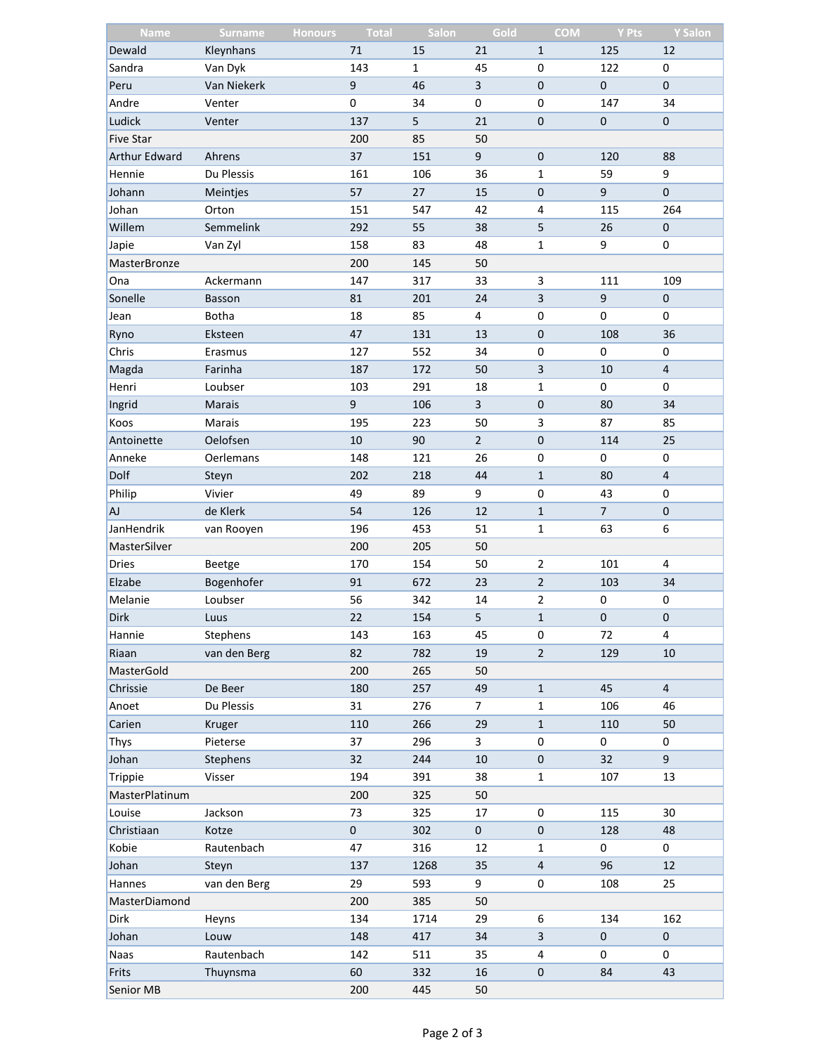| Name | Surname | Honours | Total | Salon | Gold | COM | Y Pts | Y Salon |
|---|---|---|---|---|---|---|---|---|
| Dewald | Kleynhans | | 71 | 15 | 21 | 1 | 125 | 12 |
| Sandra | Van Dyk | | 143 | 1 | 45 | 0 | 122 | 0 |
| Peru | Van Niekerk | | 9 | 46 | 3 | 0 | 0 | 0 |
| Andre | Venter | | 0 | 34 | 0 | 0 | 147 | 34 |
| Ludick | Venter | | 137 | 5 | 21 | 0 | 0 | 0 |
| Five Star | | | 200 | 85 | 50 | | | |
| Arthur Edward | Ahrens | | 37 | 151 | 9 | 0 | 120 | 88 |
| Hennie | Du Plessis | | 161 | 106 | 36 | 1 | 59 | 9 |
| Johann | Meintjes | | 57 | 27 | 15 | 0 | 9 | 0 |
| Johan | Orton | | 151 | 547 | 42 | 4 | 115 | 264 |
| Willem | Semmelink | | 292 | 55 | 38 | 5 | 26 | 0 |
| Japie | Van Zyl | | 158 | 83 | 48 | 1 | 9 | 0 |
| MasterBronze | | | 200 | 145 | 50 | | | |
| Ona | Ackermann | | 147 | 317 | 33 | 3 | 111 | 109 |
| Sonelle | Basson | | 81 | 201 | 24 | 3 | 9 | 0 |
| Jean | Botha | | 18 | 85 | 4 | 0 | 0 | 0 |
| Ryno | Eksteen | | 47 | 131 | 13 | 0 | 108 | 36 |
| Chris | Erasmus | | 127 | 552 | 34 | 0 | 0 | 0 |
| Magda | Farinha | | 187 | 172 | 50 | 3 | 10 | 4 |
| Henri | Loubser | | 103 | 291 | 18 | 1 | 0 | 0 |
| Ingrid | Marais | | 9 | 106 | 3 | 0 | 80 | 34 |
| Koos | Marais | | 195 | 223 | 50 | 3 | 87 | 85 |
| Antoinette | Oelofsen | | 10 | 90 | 2 | 0 | 114 | 25 |
| Anneke | Oerlemans | | 148 | 121 | 26 | 0 | 0 | 0 |
| Dolf | Steyn | | 202 | 218 | 44 | 1 | 80 | 4 |
| Philip | Vivier | | 49 | 89 | 9 | 0 | 43 | 0 |
| AJ | de Klerk | | 54 | 126 | 12 | 1 | 7 | 0 |
| JanHendrik | van Rooyen | | 196 | 453 | 51 | 1 | 63 | 6 |
| MasterSilver | | | 200 | 205 | 50 | | | |
| Dries | Beetge | | 170 | 154 | 50 | 2 | 101 | 4 |
| Elzabe | Bogenhofer | | 91 | 672 | 23 | 2 | 103 | 34 |
| Melanie | Loubser | | 56 | 342 | 14 | 2 | 0 | 0 |
| Dirk | Luus | | 22 | 154 | 5 | 1 | 0 | 0 |
| Hannie | Stephens | | 143 | 163 | 45 | 0 | 72 | 4 |
| Riaan | van den Berg | | 82 | 782 | 19 | 2 | 129 | 10 |
| MasterGold | | | 200 | 265 | 50 | | | |
| Chrissie | De Beer | | 180 | 257 | 49 | 1 | 45 | 4 |
| Anoet | Du Plessis | | 31 | 276 | 7 | 1 | 106 | 46 |
| Carien | Kruger | | 110 | 266 | 29 | 1 | 110 | 50 |
| Thys | Pieterse | | 37 | 296 | 3 | 0 | 0 | 0 |
| Johan | Stephens | | 32 | 244 | 10 | 0 | 32 | 9 |
| Trippie | Visser | | 194 | 391 | 38 | 1 | 107 | 13 |
| MasterPlatinum | | | 200 | 325 | 50 | | | |
| Louise | Jackson | | 73 | 325 | 17 | 0 | 115 | 30 |
| Christiaan | Kotze | | 0 | 302 | 0 | 0 | 128 | 48 |
| Kobie | Rautenbach | | 47 | 316 | 12 | 1 | 0 | 0 |
| Johan | Steyn | | 137 | 1268 | 35 | 4 | 96 | 12 |
| Hannes | van den Berg | | 29 | 593 | 9 | 0 | 108 | 25 |
| MasterDiamond | | | 200 | 385 | 50 | | | |
| Dirk | Heyns | | 134 | 1714 | 29 | 6 | 134 | 162 |
| Johan | Louw | | 148 | 417 | 34 | 3 | 0 | 0 |
| Naas | Rautenbach | | 142 | 511 | 35 | 4 | 0 | 0 |
| Frits | Thuynsma | | 60 | 332 | 16 | 0 | 84 | 43 |
| Senior MB | | | 200 | 445 | 50 | | | |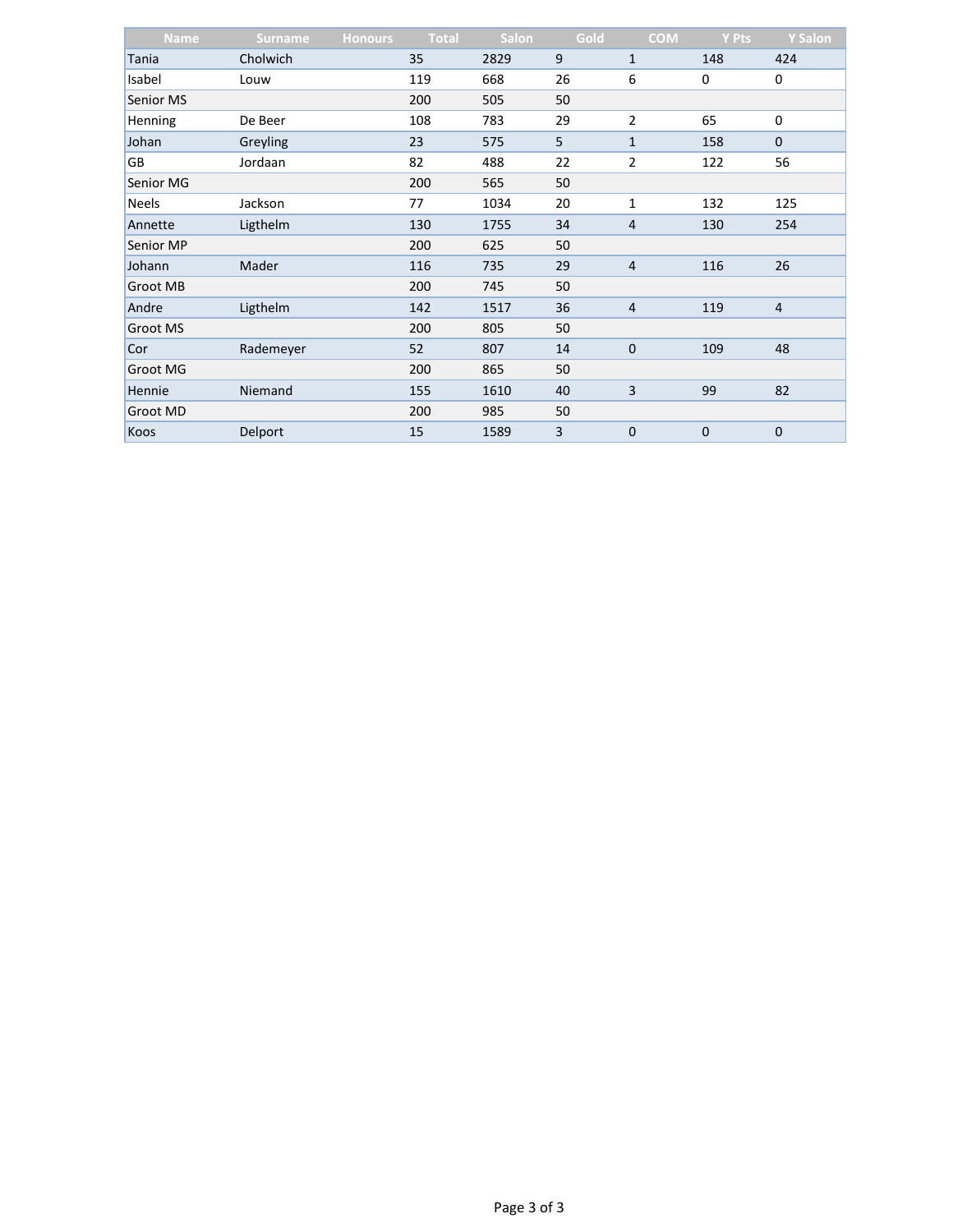| Name | Surname | Honours | Total | Salon | Gold | COM | Y Pts | Y Salon |
|---|---|---|---|---|---|---|---|---|
| Tania | Cholwich | | 35 | 2829 | 9 | 1 | 148 | 424 |
| Isabel | Louw | | 119 | 668 | 26 | 6 | 0 | 0 |
| Senior MS | | | 200 | 505 | 50 | | | |
| Henning | De Beer | | 108 | 783 | 29 | 2 | 65 | 0 |
| Johan | Greyling | | 23 | 575 | 5 | 1 | 158 | 0 |
| GB | Jordaan | | 82 | 488 | 22 | 2 | 122 | 56 |
| Senior MG | | | 200 | 565 | 50 | | | |
| Neels | Jackson | | 77 | 1034 | 20 | 1 | 132 | 125 |
| Annette | Ligthelm | | 130 | 1755 | 34 | 4 | 130 | 254 |
| Senior MP | | | 200 | 625 | 50 | | | |
| Johann | Mader | | 116 | 735 | 29 | 4 | 116 | 26 |
| Groot MB | | | 200 | 745 | 50 | | | |
| Andre | Ligthelm | | 142 | 1517 | 36 | 4 | 119 | 4 |
| Groot MS | | | 200 | 805 | 50 | | | |
| Cor | Rademeyer | | 52 | 807 | 14 | 0 | 109 | 48 |
| Groot MG | | | 200 | 865 | 50 | | | |
| Hennie | Niemand | | 155 | 1610 | 40 | 3 | 99 | 82 |
| Groot MD | | | 200 | 985 | 50 | | | |
| Koos | Delport | | 15 | 1589 | 3 | 0 | 0 | 0 |